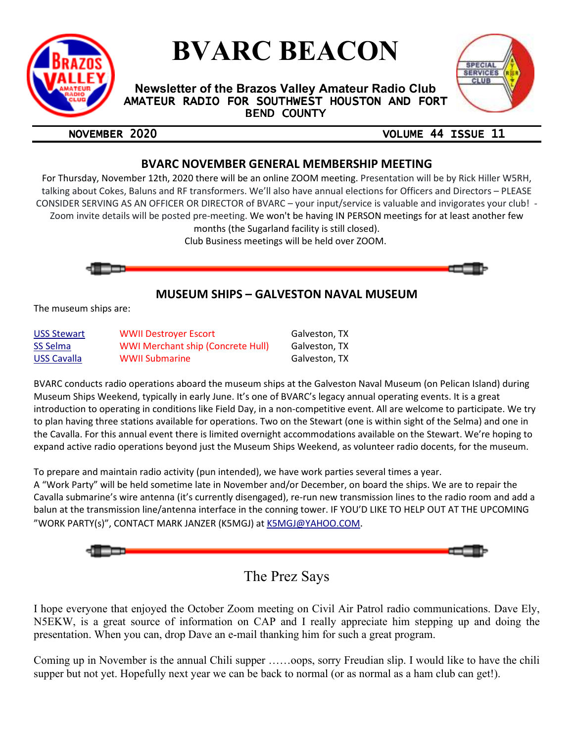# BVARC BEACON

**Newsletter of the Brazos Valley Amateur Radio Club**
AMATEUR RADIO FOR SOUTHWEST HOUSTON AND FORT BEND COUNTY

NOVEMBER 2020 VOLUME 44 ISSUE 11

## BVARC NOVEMBER GENERAL MEMBERSHIP MEETING

For Thursday, November 12th, 2020 there will be an online ZOOM meeting. Presentation will be by Rick Hiller W5RH, talking about Cokes, Baluns and RF transformers. We'll also have annual elections for Officers and Directors – PLEASE CONSIDER SERVING AS AN OFFICER OR DIRECTOR of BVARC – your input/service is valuable and invigorates your club! - Zoom invite details will be posted pre-meeting. We won't be having IN PERSON meetings for at least another few months (the Sugarland facility is still closed).
Club Business meetings will be held over ZOOM.

## MUSEUM SHIPS – GALVESTON NAVAL MUSEUM

The museum ships are:

| | | |
|---|---|---|
| USS Stewart | WWII Destroyer Escort | Galveston, TX |
| SS Selma | WWI Merchant ship (Concrete Hull) | Galveston, TX |
| USS Cavalla | WWII Submarine | Galveston, TX |

BVARC conducts radio operations aboard the museum ships at the Galveston Naval Museum (on Pelican Island) during Museum Ships Weekend, typically in early June. It's one of BVARC's legacy annual operating events. It is a great introduction to operating in conditions like Field Day, in a non-competitive event. All are welcome to participate. We try to plan having three stations available for operations. Two on the Stewart (one is within sight of the Selma) and one in the Cavalla. For this annual event there is limited overnight accommodations available on the Stewart. We're hoping to expand active radio operations beyond just the Museum Ships Weekend, as volunteer radio docents, for the museum.

To prepare and maintain radio activity (pun intended), we have work parties several times a year.
A "Work Party" will be held sometime late in November and/or December, on board the ships. We are to repair the Cavalla submarine's wire antenna (it's currently disengaged), re-run new transmission lines to the radio room and add a balun at the transmission line/antenna interface in the conning tower. IF YOU'D LIKE TO HELP OUT AT THE UPCOMING "WORK PARTY(s)", CONTACT MARK JANZER (K5MGJ) at K5MGJ@YAHOO.COM.

## The Prez Says

I hope everyone that enjoyed the October Zoom meeting on Civil Air Patrol radio communications. Dave Ely, N5EKW, is a great source of information on CAP and I really appreciate him stepping up and doing the presentation. When you can, drop Dave an e-mail thanking him for such a great program.

Coming up in November is the annual Chili supper ……oops, sorry Freudian slip. I would like to have the chili supper but not yet. Hopefully next year we can be back to normal (or as normal as a ham club can get!).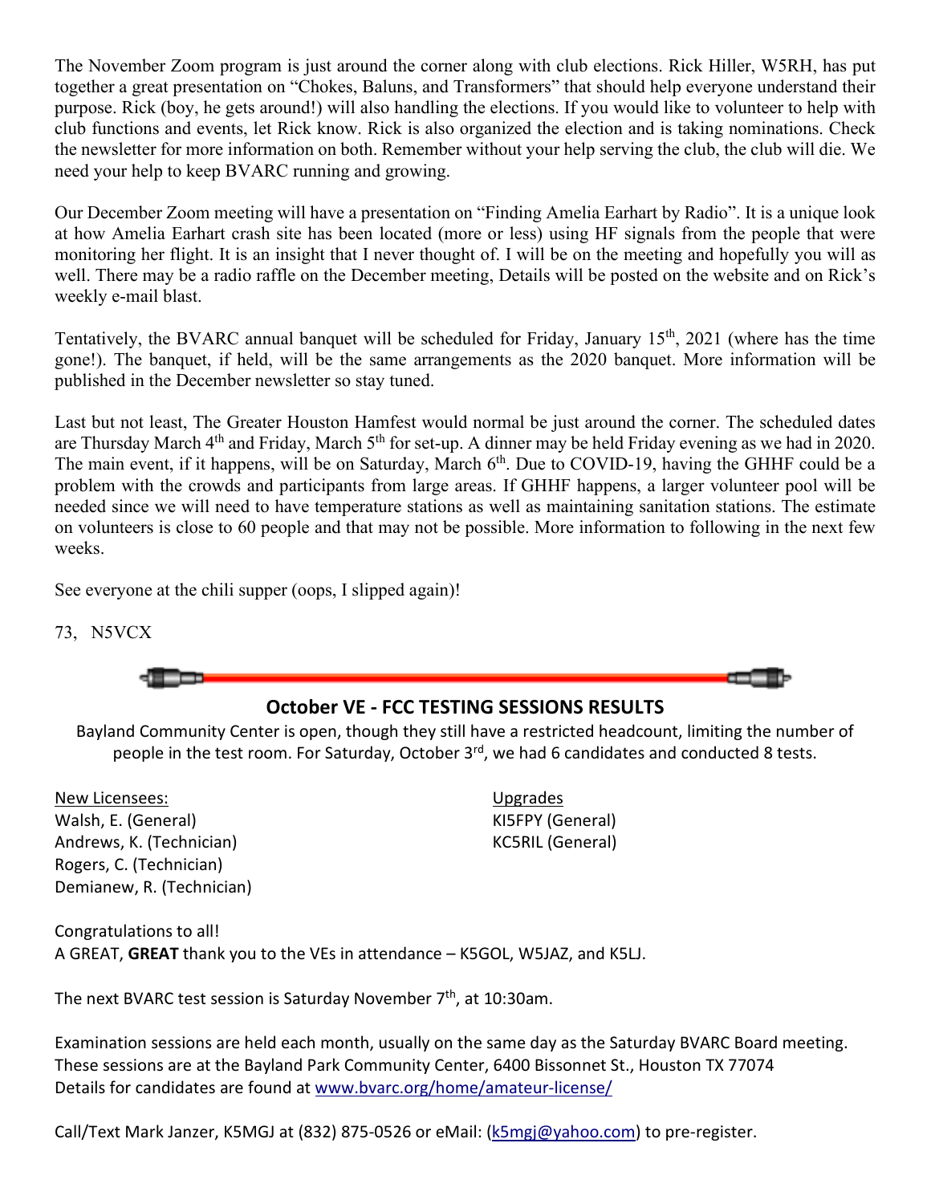The November Zoom program is just around the corner along with club elections. Rick Hiller, W5RH, has put together a great presentation on "Chokes, Baluns, and Transformers" that should help everyone understand their purpose. Rick (boy, he gets around!) will also handling the elections. If you would like to volunteer to help with club functions and events, let Rick know. Rick is also organized the election and is taking nominations. Check the newsletter for more information on both. Remember without your help serving the club, the club will die. We need your help to keep BVARC running and growing.

Our December Zoom meeting will have a presentation on "Finding Amelia Earhart by Radio". It is a unique look at how Amelia Earhart crash site has been located (more or less) using HF signals from the people that were monitoring her flight. It is an insight that I never thought of. I will be on the meeting and hopefully you will as well. There may be a radio raffle on the December meeting, Details will be posted on the website and on Rick's weekly e-mail blast.

Tentatively, the BVARC annual banquet will be scheduled for Friday, January 15th, 2021 (where has the time gone!). The banquet, if held, will be the same arrangements as the 2020 banquet. More information will be published in the December newsletter so stay tuned.

Last but not least, The Greater Houston Hamfest would normal be just around the corner. The scheduled dates are Thursday March 4th and Friday, March 5th for set-up. A dinner may be held Friday evening as we had in 2020. The main event, if it happens, will be on Saturday, March 6th. Due to COVID-19, having the GHHF could be a problem with the crowds and participants from large areas. If GHHF happens, a larger volunteer pool will be needed since we will need to have temperature stations as well as maintaining sanitation stations. The estimate on volunteers is close to 60 people and that may not be possible. More information to following in the next few weeks.

See everyone at the chili supper (oops, I slipped again)!

73, N5VCX

## October VE - FCC TESTING SESSIONS RESULTS

Bayland Community Center is open, though they still have a restricted headcount, limiting the number of people in the test room. For Saturday, October 3rd, we had 6 candidates and conducted 8 tests.

New Licensees:
Walsh, E. (General)
Andrews, K. (Technician)
Rogers, C. (Technician)
Demianew, R. (Technician)

Upgrades
KI5FPY (General)
KC5RIL (General)

Congratulations to all!
A GREAT, **GREAT** thank you to the VEs in attendance – K5GOL, W5JAZ, and K5LJ.

The next BVARC test session is Saturday November 7th, at 10:30am.

Examination sessions are held each month, usually on the same day as the Saturday BVARC Board meeting. These sessions are at the Bayland Park Community Center, 6400 Bissonnet St., Houston TX 77074
Details for candidates are found at www.bvarc.org/home/amateur-license/

Call/Text Mark Janzer, K5MGJ at (832) 875-0526 or eMail: (k5mgj@yahoo.com) to pre-register.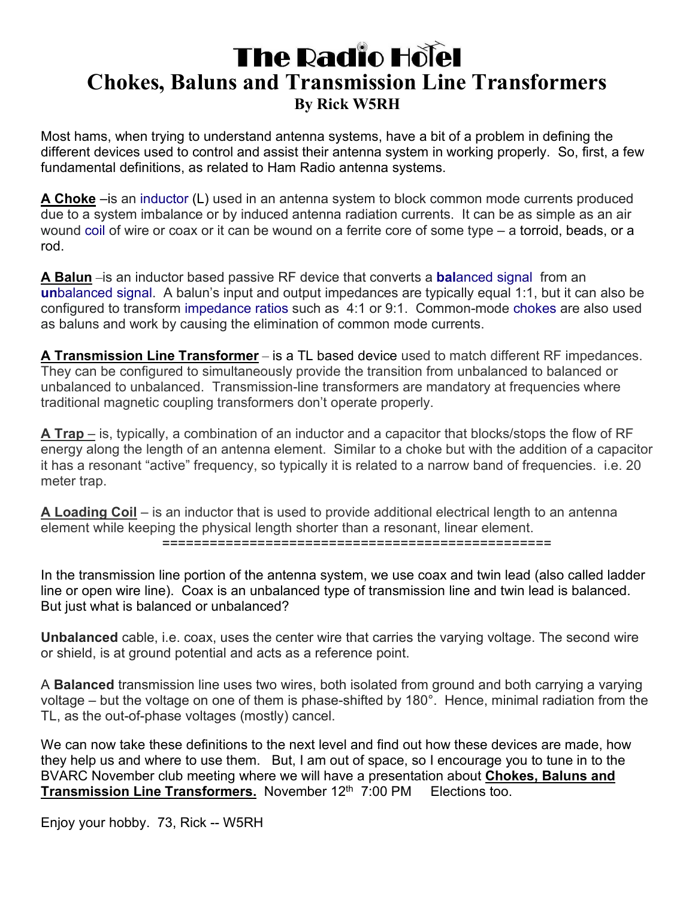# The Radio Hotel

## Chokes, Baluns and Transmission Line Transformers

### By Rick W5RH

Most hams, when trying to understand antenna systems, have a bit of a problem in defining the different devices used to control and assist their antenna system in working properly. So, first, a few fundamental definitions, as related to Ham Radio antenna systems.

**A Choke** –is an inductor (L) used in an antenna system to block common mode currents produced due to a system imbalance or by induced antenna radiation currents. It can be as simple as an air wound coil of wire or coax or it can be wound on a ferrite core of some type – a torroid, beads, or a rod.

**A Balun** –is an inductor based passive RF device that converts a **bal**anced signal from an **un**balanced signal. A balun's input and output impedances are typically equal 1:1, but it can also be configured to transform impedance ratios such as 4:1 or 9:1. Common-mode chokes are also used as baluns and work by causing the elimination of common mode currents.

**A Transmission Line Transformer** – is a TL based device used to match different RF impedances. They can be configured to simultaneously provide the transition from unbalanced to balanced or unbalanced to unbalanced. Transmission-line transformers are mandatory at frequencies where traditional magnetic coupling transformers don't operate properly.

**A Trap** – is, typically, a combination of an inductor and a capacitor that blocks/stops the flow of RF energy along the length of an antenna element. Similar to a choke but with the addition of a capacitor it has a resonant "active" frequency, so typically it is related to a narrow band of frequencies. i.e. 20 meter trap.

**A Loading Coil** – is an inductor that is used to provide additional electrical length to an antenna element while keeping the physical length shorter than a resonant, linear element.

==================================================

In the transmission line portion of the antenna system, we use coax and twin lead (also called ladder line or open wire line). Coax is an unbalanced type of transmission line and twin lead is balanced. But just what is balanced or unbalanced?

**Unbalanced** cable, i.e. coax, uses the center wire that carries the varying voltage. The second wire or shield, is at ground potential and acts as a reference point.

A **Balanced** transmission line uses two wires, both isolated from ground and both carrying a varying voltage – but the voltage on one of them is phase-shifted by 180°. Hence, minimal radiation from the TL, as the out-of-phase voltages (mostly) cancel.

We can now take these definitions to the next level and find out how these devices are made, how they help us and where to use them. But, I am out of space, so I encourage you to tune in to the BVARC November club meeting where we will have a presentation about **Chokes, Baluns and Transmission Line Transformers.** November 12th 7:00 PM Elections too.

Enjoy your hobby. 73, Rick -- W5RH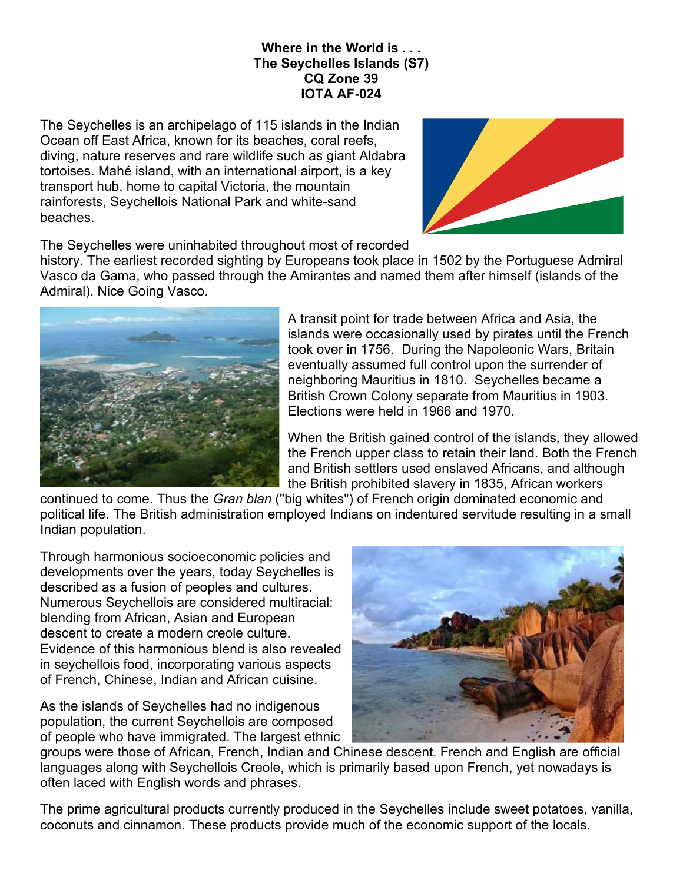**Where in the World is . . .**
**The Seychelles Islands (S7)**
**CQ Zone 39**
**IOTA AF-024**

The Seychelles is an archipelago of 115 islands in the Indian Ocean off East Africa, known for its beaches, coral reefs, diving, nature reserves and rare wildlife such as giant Aldabra tortoises. Mahé island, with an international airport, is a key transport hub, home to capital Victoria, the mountain rainforests, Seychellois National Park and white-sand beaches.

The Seychelles were uninhabited throughout most of recorded history. The earliest recorded sighting by Europeans took place in 1502 by the Portuguese Admiral Vasco da Gama, who passed through the Amirantes and named them after himself (islands of the Admiral). Nice Going Vasco.

A transit point for trade between Africa and Asia, the islands were occasionally used by pirates until the French took over in 1756. During the Napoleonic Wars, Britain eventually assumed full control upon the surrender of neighboring Mauritius in 1810. Seychelles became a British Crown Colony separate from Mauritius in 1903. Elections were held in 1966 and 1970.

When the British gained control of the islands, they allowed the French upper class to retain their land. Both the French and British settlers used enslaved Africans, and although the British prohibited slavery in 1835, African workers continued to come. Thus the *Gran blan* ("big whites") of French origin dominated economic and political life. The British administration employed Indians on indentured servitude resulting in a small Indian population.

Through harmonious socioeconomic policies and developments over the years, today Seychelles is described as a fusion of peoples and cultures. Numerous Seychellois are considered multiracial: blending from African, Asian and European descent to create a modern creole culture. Evidence of this harmonious blend is also revealed in seychellois food, incorporating various aspects of French, Chinese, Indian and African cuisine.

As the islands of Seychelles had no indigenous population, the current Seychellois are composed of people who have immigrated. The largest ethnic groups were those of African, French, Indian and Chinese descent. French and English are official languages along with Seychellois Creole, which is primarily based upon French, yet nowadays is often laced with English words and phrases.

The prime agricultural products currently produced in the Seychelles include sweet potatoes, vanilla, coconuts and cinnamon. These products provide much of the economic support of the locals.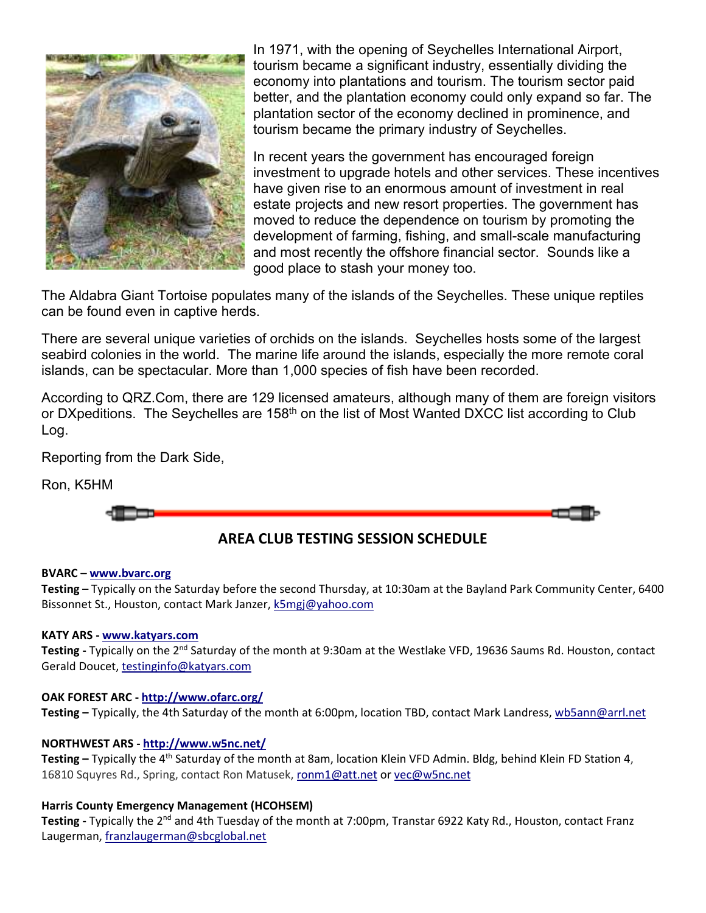In 1971, with the opening of Seychelles International Airport, tourism became a significant industry, essentially dividing the economy into plantations and tourism. The tourism sector paid better, and the plantation economy could only expand so far. The plantation sector of the economy declined in prominence, and tourism became the primary industry of Seychelles.

In recent years the government has encouraged foreign investment to upgrade hotels and other services. These incentives have given rise to an enormous amount of investment in real estate projects and new resort properties. The government has moved to reduce the dependence on tourism by promoting the development of farming, fishing, and small-scale manufacturing and most recently the offshore financial sector. Sounds like a good place to stash your money too.

The Aldabra Giant Tortoise populates many of the islands of the Seychelles. These unique reptiles can be found even in captive herds.

There are several unique varieties of orchids on the islands. Seychelles hosts some of the largest seabird colonies in the world. The marine life around the islands, especially the more remote coral islands, can be spectacular. More than 1,000 species of fish have been recorded.

According to QRZ.Com, there are 129 licensed amateurs, although many of them are foreign visitors or DXpeditions. The Seychelles are 158th on the list of Most Wanted DXCC list according to Club Log.

Reporting from the Dark Side,

Ron, K5HM

## AREA CLUB TESTING SESSION SCHEDULE

**BVARC – www.bvarc.org**
**Testing** – Typically on the Saturday before the second Thursday, at 10:30am at the Bayland Park Community Center, 6400 Bissonnet St., Houston, contact Mark Janzer, k5mgj@yahoo.com

**KATY ARS - www.katyars.com**
**Testing -** Typically on the 2nd Saturday of the month at 9:30am at the Westlake VFD, 19636 Saums Rd. Houston, contact Gerald Doucet, testinginfo@katyars.com

**OAK FOREST ARC - http://www.ofarc.org/**
**Testing –** Typically, the 4th Saturday of the month at 6:00pm, location TBD, contact Mark Landress, wb5ann@arrl.net

**NORTHWEST ARS - http://www.w5nc.net/**
**Testing –** Typically the 4th Saturday of the month at 8am, location Klein VFD Admin. Bldg, behind Klein FD Station 4, 16810 Squyres Rd., Spring, contact Ron Matusek, ronm1@att.net or vec@w5nc.net

**Harris County Emergency Management (HCOHSEM)**
**Testing -** Typically the 2nd and 4th Tuesday of the month at 7:00pm, Transtar 6922 Katy Rd., Houston, contact Franz Laugerman, franzlaugerman@sbcglobal.net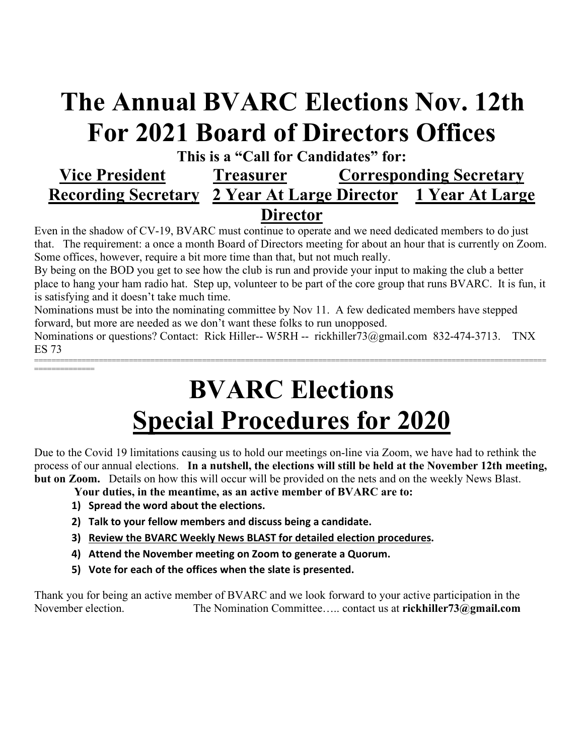# The Annual BVARC Elections Nov. 12th For 2021 Board of Directors Offices

**This is a "Call for Candidates" for:**

**Vice President** | **Treasurer** | **Corresponding Secretary** | **Recording Secretary** | **2 Year At Large Director** | **1 Year At Large Director**

Even in the shadow of CV-19, BVARC must continue to operate and we need dedicated members to do just that. The requirement: a once a month Board of Directors meeting for about an hour that is currently on Zoom. Some offices, however, require a bit more time than that, but not much really.

By being on the BOD you get to see how the club is run and provide your input to making the club a better place to hang your ham radio hat. Step up, volunteer to be part of the core group that runs BVARC. It is fun, it is satisfying and it doesn't take much time.

Nominations must be into the nominating committee by Nov 11. A few dedicated members have stepped forward, but more are needed as we don't want these folks to run unopposed.

Nominations or questions? Contact: Rick Hiller-- W5RH -- rickhiller73@gmail.com 832-474-3713. TNX ES 73

---

# BVARC Elections
# Special Procedures for 2020

Due to the Covid 19 limitations causing us to hold our meetings on-line via Zoom, we have had to rethink the process of our annual elections. **In a nutshell, the elections will still be held at the November 12th meeting, but on Zoom.** Details on how this will occur will be provided on the nets and on the weekly News Blast.

**Your duties, in the meantime, as an active member of BVARC are to:**

1) **Spread the word about the elections.**
2) **Talk to your fellow members and discuss being a candidate.**
3) **Review the BVARC Weekly News BLAST for detailed election procedures.**
4) **Attend the November meeting on Zoom to generate a Quorum.**
5) **Vote for each of the offices when the slate is presented.**

Thank you for being an active member of BVARC and we look forward to your active participation in the November election. The Nomination Committee….. contact us at **rickhiller73@gmail.com**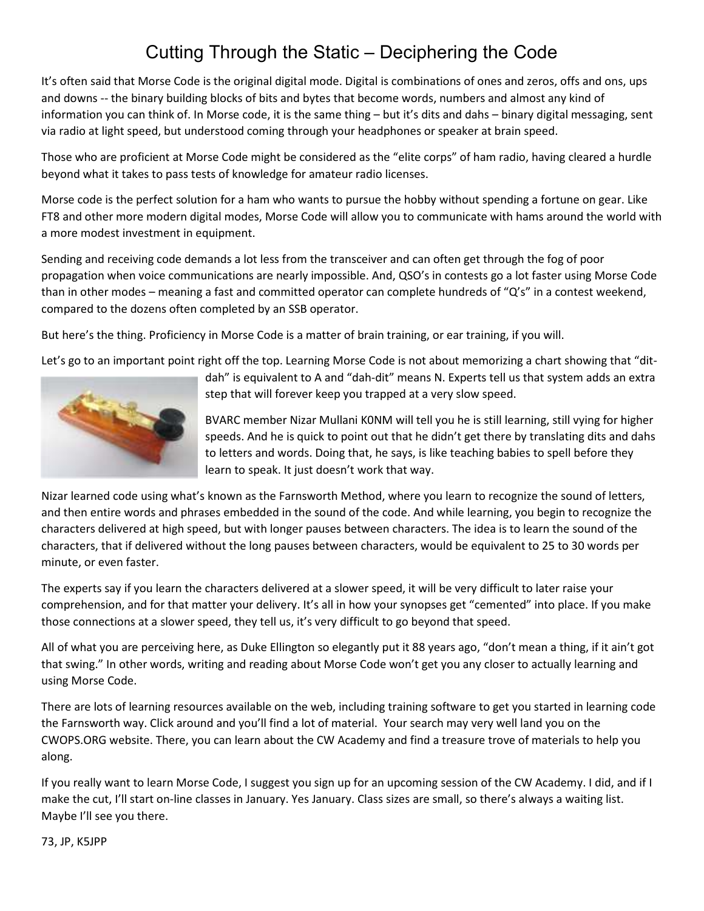# Cutting Through the Static – Deciphering the Code

It's often said that Morse Code is the original digital mode. Digital is combinations of ones and zeros, offs and ons, ups and downs -- the binary building blocks of bits and bytes that become words, numbers and almost any kind of information you can think of. In Morse code, it is the same thing – but it's dits and dahs – binary digital messaging, sent via radio at light speed, but understood coming through your headphones or speaker at brain speed.

Those who are proficient at Morse Code might be considered as the "elite corps" of ham radio, having cleared a hurdle beyond what it takes to pass tests of knowledge for amateur radio licenses.

Morse code is the perfect solution for a ham who wants to pursue the hobby without spending a fortune on gear. Like FT8 and other more modern digital modes, Morse Code will allow you to communicate with hams around the world with a more modest investment in equipment.

Sending and receiving code demands a lot less from the transceiver and can often get through the fog of poor propagation when voice communications are nearly impossible. And, QSO's in contests go a lot faster using Morse Code than in other modes – meaning a fast and committed operator can complete hundreds of "Q's" in a contest weekend, compared to the dozens often completed by an SSB operator.

But here's the thing. Proficiency in Morse Code is a matter of brain training, or ear training, if you will.

Let's go to an important point right off the top. Learning Morse Code is not about memorizing a chart showing that "dit-dah" is equivalent to A and "dah-dit" means N. Experts tell us that system adds an extra step that will forever keep you trapped at a very slow speed.

BVARC member Nizar Mullani K0NM will tell you he is still learning, still vying for higher speeds. And he is quick to point out that he didn't get there by translating dits and dahs to letters and words. Doing that, he says, is like teaching babies to spell before they learn to speak. It just doesn't work that way.

Nizar learned code using what's known as the Farnsworth Method, where you learn to recognize the sound of letters, and then entire words and phrases embedded in the sound of the code. And while learning, you begin to recognize the characters delivered at high speed, but with longer pauses between characters. The idea is to learn the sound of the characters, that if delivered without the long pauses between characters, would be equivalent to 25 to 30 words per minute, or even faster.

The experts say if you learn the characters delivered at a slower speed, it will be very difficult to later raise your comprehension, and for that matter your delivery. It's all in how your synopses get "cemented" into place. If you make those connections at a slower speed, they tell us, it's very difficult to go beyond that speed.

All of what you are perceiving here, as Duke Ellington so elegantly put it 88 years ago, "don't mean a thing, if it ain't got that swing." In other words, writing and reading about Morse Code won't get you any closer to actually learning and using Morse Code.

There are lots of learning resources available on the web, including training software to get you started in learning code the Farnsworth way. Click around and you'll find a lot of material. Your search may very well land you on the CWOPS.ORG website. There, you can learn about the CW Academy and find a treasure trove of materials to help you along.

If you really want to learn Morse Code, I suggest you sign up for an upcoming session of the CW Academy. I did, and if I make the cut, I'll start on-line classes in January. Yes January. Class sizes are small, so there's always a waiting list. Maybe I'll see you there.

73, JP, K5JPP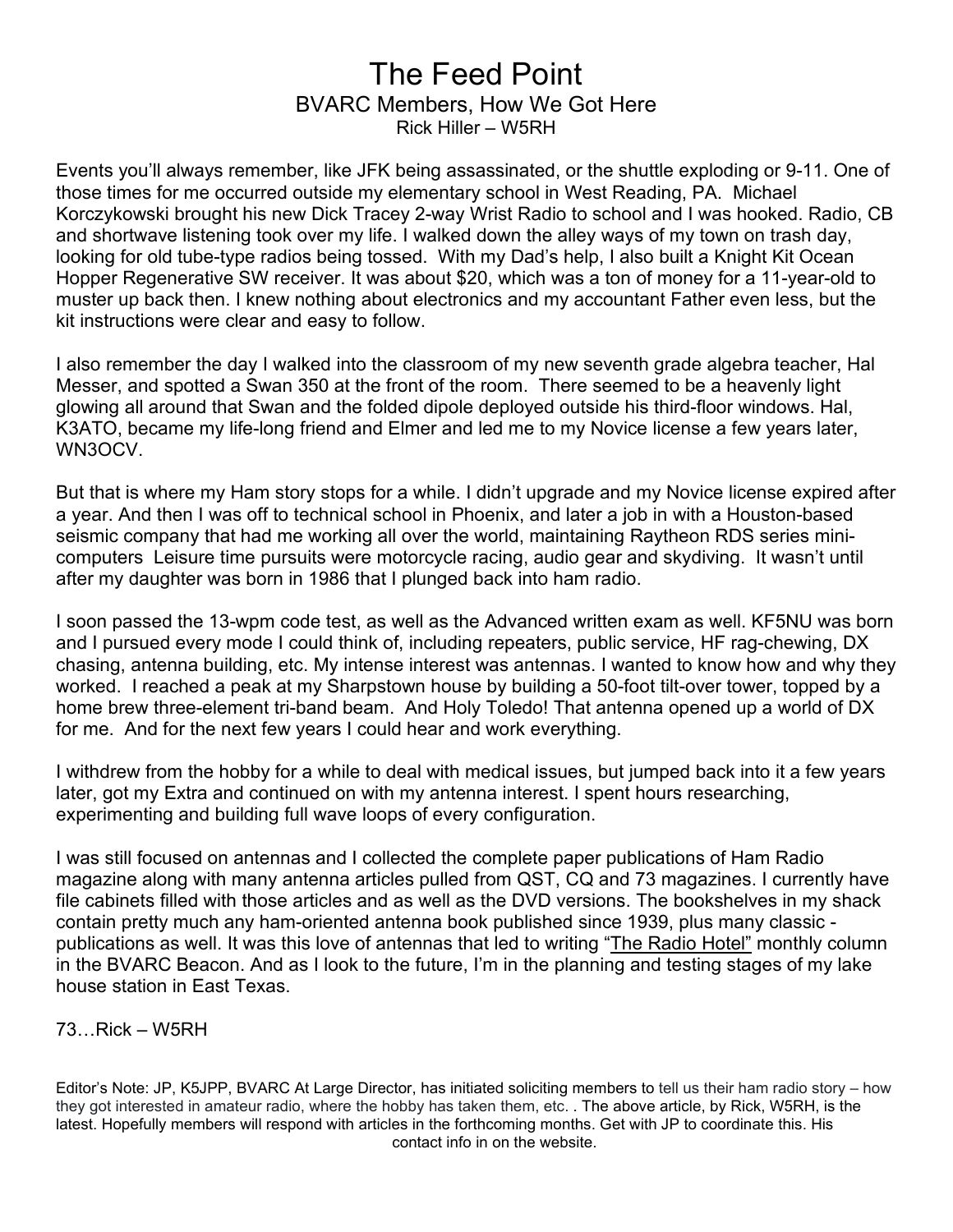# The Feed Point

## BVARC Members, How We Got Here

### Rick Hiller – W5RH

Events you'll always remember, like JFK being assassinated, or the shuttle exploding or 9-11. One of those times for me occurred outside my elementary school in West Reading, PA. Michael Korczykowski brought his new Dick Tracey 2-way Wrist Radio to school and I was hooked. Radio, CB and shortwave listening took over my life. I walked down the alley ways of my town on trash day, looking for old tube-type radios being tossed. With my Dad's help, I also built a Knight Kit Ocean Hopper Regenerative SW receiver. It was about $20, which was a ton of money for a 11-year-old to muster up back then. I knew nothing about electronics and my accountant Father even less, but the kit instructions were clear and easy to follow.

I also remember the day I walked into the classroom of my new seventh grade algebra teacher, Hal Messer, and spotted a Swan 350 at the front of the room. There seemed to be a heavenly light glowing all around that Swan and the folded dipole deployed outside his third-floor windows. Hal, K3ATO, became my life-long friend and Elmer and led me to my Novice license a few years later, WN3OCV.

But that is where my Ham story stops for a while. I didn't upgrade and my Novice license expired after a year. And then I was off to technical school in Phoenix, and later a job in with a Houston-based seismic company that had me working all over the world, maintaining Raytheon RDS series mini-computers Leisure time pursuits were motorcycle racing, audio gear and skydiving. It wasn't until after my daughter was born in 1986 that I plunged back into ham radio.

I soon passed the 13-wpm code test, as well as the Advanced written exam as well. KF5NU was born and I pursued every mode I could think of, including repeaters, public service, HF rag-chewing, DX chasing, antenna building, etc. My intense interest was antennas. I wanted to know how and why they worked. I reached a peak at my Sharpstown house by building a 50-foot tilt-over tower, topped by a home brew three-element tri-band beam. And Holy Toledo! That antenna opened up a world of DX for me. And for the next few years I could hear and work everything.

I withdrew from the hobby for a while to deal with medical issues, but jumped back into it a few years later, got my Extra and continued on with my antenna interest. I spent hours researching, experimenting and building full wave loops of every configuration.

I was still focused on antennas and I collected the complete paper publications of Ham Radio magazine along with many antenna articles pulled from QST, CQ and 73 magazines. I currently have file cabinets filled with those articles and as well as the DVD versions. The bookshelves in my shack contain pretty much any ham-oriented antenna book published since 1939, plus many classic - publications as well. It was this love of antennas that led to writing "The Radio Hotel" monthly column in the BVARC Beacon. And as I look to the future, I'm in the planning and testing stages of my lake house station in East Texas.

73…Rick – W5RH

Editor's Note: JP, K5JPP, BVARC At Large Director, has initiated soliciting members to tell us their ham radio story – how they got interested in amateur radio, where the hobby has taken them, etc. . The above article, by Rick, W5RH, is the latest. Hopefully members will respond with articles in the forthcoming months. Get with JP to coordinate this. His contact info in on the website.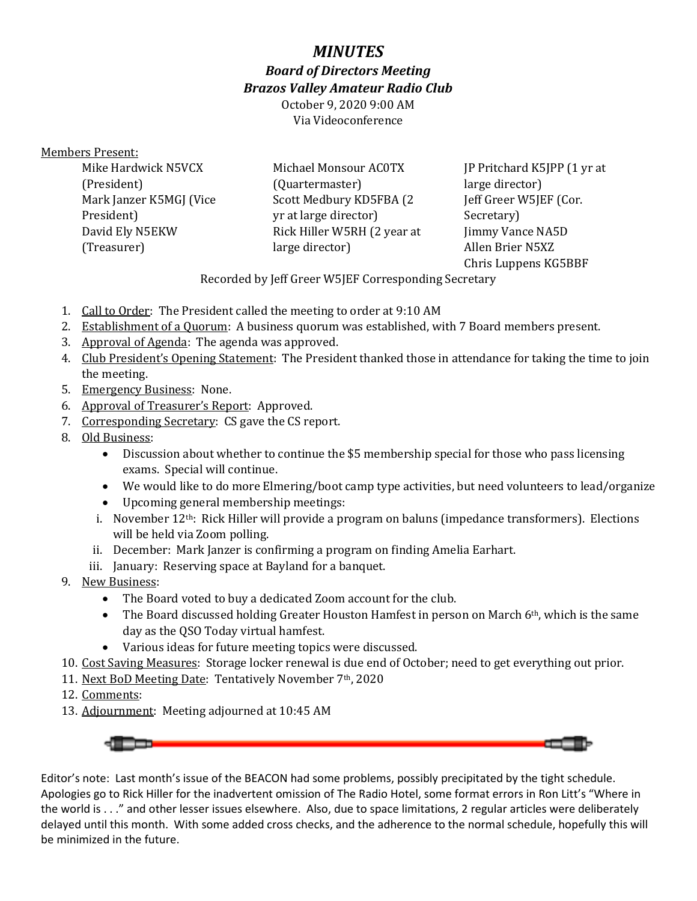# *MINUTES*

### *Board of Directors Meeting*

### *Brazos Valley Amateur Radio Club*

October 9, 2020 9:00 AM
Via Videoconference

Members Present:

- Mike Hardwick N5VCX (President)
- Mark Janzer K5MGJ (Vice President)
- David Ely N5EKW (Treasurer)
- Michael Monsour AC0TX (Quartermaster)
- Scott Medbury KD5FBA (2 yr at large director)
- Rick Hiller W5RH (2 year at large director)
- JP Pritchard K5JPP (1 yr at large director)
- Jeff Greer W5JEF (Cor. Secretary)
- Jimmy Vance NA5D
- Allen Brier N5XZ
- Chris Luppens KG5BBF

Recorded by Jeff Greer W5JEF Corresponding Secretary

1. Call to Order: The President called the meeting to order at 9:10 AM
2. Establishment of a Quorum: A business quorum was established, with 7 Board members present.
3. Approval of Agenda: The agenda was approved.
4. Club President's Opening Statement: The President thanked those in attendance for taking the time to join the meeting.
5. Emergency Business: None.
6. Approval of Treasurer's Report: Approved.
7. Corresponding Secretary: CS gave the CS report.
8. Old Business:
   - Discussion about whether to continue the $5 membership special for those who pass licensing exams. Special will continue.
   - We would like to do more Elmering/boot camp type activities, but need volunteers to lead/organize
   - Upcoming general membership meetings:
     1. November 12th: Rick Hiller will provide a program on baluns (impedance transformers). Elections will be held via Zoom polling.
     2. December: Mark Janzer is confirming a program on finding Amelia Earhart.
     3. January: Reserving space at Bayland for a banquet.
9. New Business:
   - The Board voted to buy a dedicated Zoom account for the club.
   - The Board discussed holding Greater Houston Hamfest in person on March 6th, which is the same day as the QSO Today virtual hamfest.
   - Various ideas for future meeting topics were discussed.
10. Cost Saving Measures: Storage locker renewal is due end of October; need to get everything out prior.
11. Next BoD Meeting Date: Tentatively November 7th, 2020
12. Comments:
13. Adjournment: Meeting adjourned at 10:45 AM

Editor's note: Last month's issue of the BEACON had some problems, possibly precipitated by the tight schedule. Apologies go to Rick Hiller for the inadvertent omission of The Radio Hotel, some format errors in Ron Litt's "Where in the world is . . ." and other lesser issues elsewhere. Also, due to space limitations, 2 regular articles were deliberately delayed until this month. With some added cross checks, and the adherence to the normal schedule, hopefully this will be minimized in the future.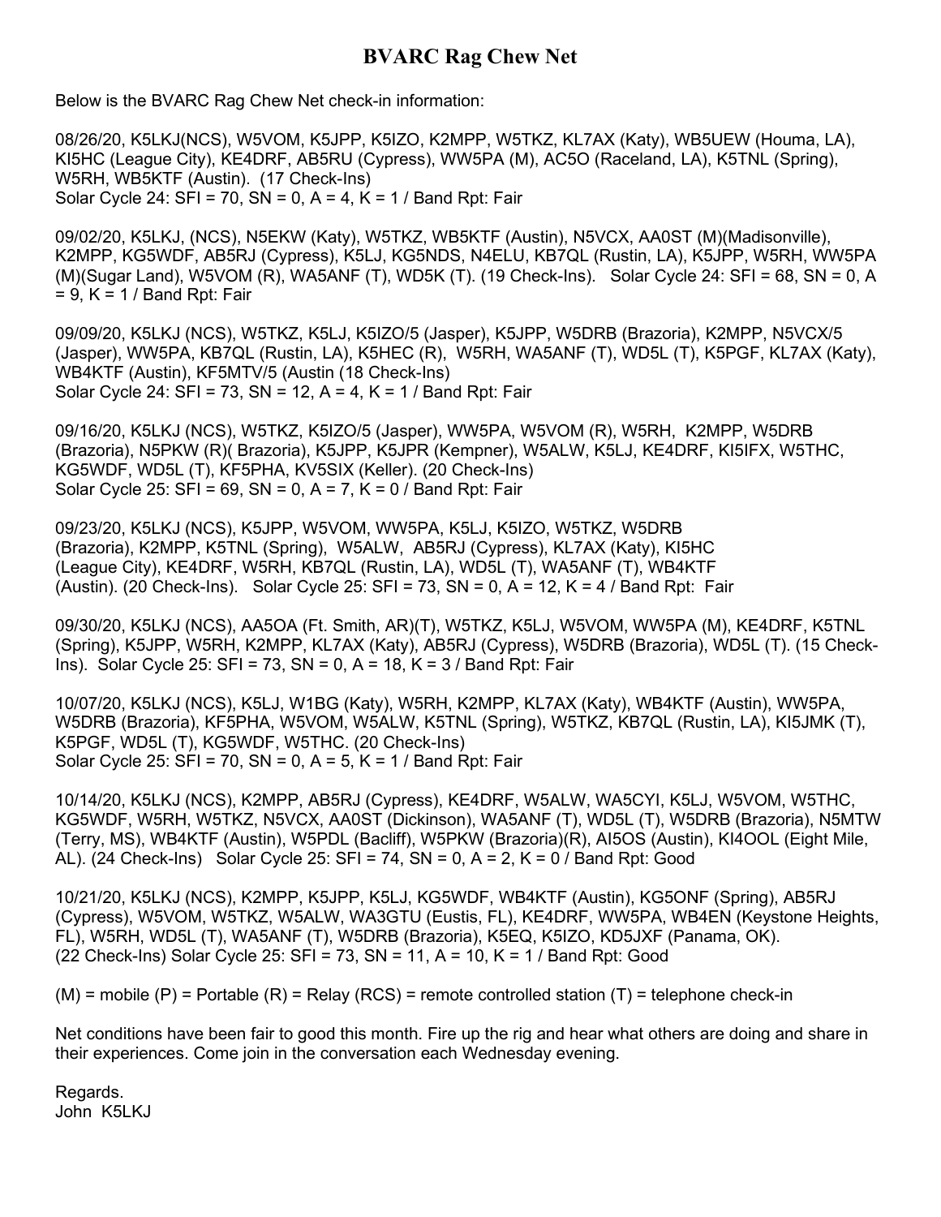# BVARC Rag Chew Net

Below is the BVARC Rag Chew Net check-in information:

08/26/20, K5LKJ(NCS), W5VOM, K5JPP, K5IZO, K2MPP, W5TKZ, KL7AX (Katy), WB5UEW (Houma, LA), KI5HC (League City), KE4DRF, AB5RU (Cypress), WW5PA (M), AC5O (Raceland, LA), K5TNL (Spring), W5RH, WB5KTF (Austin). (17 Check-Ins)
Solar Cycle 24: SFI = 70, SN = 0, A = 4, K = 1 / Band Rpt: Fair

09/02/20, K5LKJ, (NCS), N5EKW (Katy), W5TKZ, WB5KTF (Austin), N5VCX, AA0ST (M)(Madisonville), K2MPP, KG5WDF, AB5RJ (Cypress), K5LJ, KG5NDS, N4ELU, KB7QL (Rustin, LA), K5JPP, W5RH, WW5PA (M)(Sugar Land), W5VOM (R), WA5ANF (T), WD5K (T). (19 Check-Ins). Solar Cycle 24: SFI = 68, SN = 0, A = 9, K = 1 / Band Rpt: Fair

09/09/20, K5LKJ (NCS), W5TKZ, K5LJ, K5IZO/5 (Jasper), K5JPP, W5DRB (Brazoria), K2MPP, N5VCX/5 (Jasper), WW5PA, KB7QL (Rustin, LA), K5HEC (R), W5RH, WA5ANF (T), WD5L (T), K5PGF, KL7AX (Katy), WB4KTF (Austin), KF5MTV/5 (Austin (18 Check-Ins)
Solar Cycle 24: SFI = 73, SN = 12, A = 4, K = 1 / Band Rpt: Fair

09/16/20, K5LKJ (NCS), W5TKZ, K5IZO/5 (Jasper), WW5PA, W5VOM (R), W5RH, K2MPP, W5DRB (Brazoria), N5PKW (R)( Brazoria), K5JPP, K5JPR (Kempner), W5ALW, K5LJ, KE4DRF, KI5IFX, W5THC, KG5WDF, WD5L (T), KF5PHA, KV5SIX (Keller). (20 Check-Ins)
Solar Cycle 25: SFI = 69, SN = 0, A = 7, K = 0 / Band Rpt: Fair

09/23/20, K5LKJ (NCS), K5JPP, W5VOM, WW5PA, K5LJ, K5IZO, W5TKZ, W5DRB (Brazoria), K2MPP, K5TNL (Spring), W5ALW, AB5RJ (Cypress), KL7AX (Katy), KI5HC (League City), KE4DRF, W5RH, KB7QL (Rustin, LA), WD5L (T), WA5ANF (T), WB4KTF (Austin). (20 Check-Ins). Solar Cycle 25: SFI = 73, SN = 0, A = 12, K = 4 / Band Rpt: Fair

09/30/20, K5LKJ (NCS), AA5OA (Ft. Smith, AR)(T), W5TKZ, K5LJ, W5VOM, WW5PA (M), KE4DRF, K5TNL (Spring), K5JPP, W5RH, K2MPP, KL7AX (Katy), AB5RJ (Cypress), W5DRB (Brazoria), WD5L (T). (15 Check-Ins). Solar Cycle 25: SFI = 73, SN = 0, A = 18, K = 3 / Band Rpt: Fair

10/07/20, K5LKJ (NCS), K5LJ, W1BG (Katy), W5RH, K2MPP, KL7AX (Katy), WB4KTF (Austin), WW5PA, W5DRB (Brazoria), KF5PHA, W5VOM, W5ALW, K5TNL (Spring), W5TKZ, KB7QL (Rustin, LA), KI5JMK (T), K5PGF, WD5L (T), KG5WDF, W5THC. (20 Check-Ins)
Solar Cycle 25: SFI = 70, SN = 0, A = 5, K = 1 / Band Rpt: Fair

10/14/20, K5LKJ (NCS), K2MPP, AB5RJ (Cypress), KE4DRF, W5ALW, WA5CYI, K5LJ, W5VOM, W5THC, KG5WDF, W5RH, W5TKZ, N5VCX, AA0ST (Dickinson), WA5ANF (T), WD5L (T), W5DRB (Brazoria), N5MTW (Terry, MS), WB4KTF (Austin), W5PDL (Bacliff), W5PKW (Brazoria)(R), AI5OS (Austin), KI4OOL (Eight Mile, AL). (24 Check-Ins) Solar Cycle 25: SFI = 74, SN = 0, A = 2, K = 0 / Band Rpt: Good

10/21/20, K5LKJ (NCS), K2MPP, K5JPP, K5LJ, KG5WDF, WB4KTF (Austin), KG5ONF (Spring), AB5RJ (Cypress), W5VOM, W5TKZ, W5ALW, WA3GTU (Eustis, FL), KE4DRF, WW5PA, WB4EN (Keystone Heights, FL), W5RH, WD5L (T), WA5ANF (T), W5DRB (Brazoria), K5EQ, K5IZO, KD5JXF (Panama, OK). (22 Check-Ins) Solar Cycle 25: SFI = 73, SN = 11, A = 10, K = 1 / Band Rpt: Good

(M) = mobile (P) = Portable (R) = Relay (RCS) = remote controlled station (T) = telephone check-in

Net conditions have been fair to good this month. Fire up the rig and hear what others are doing and share in their experiences. Come join in the conversation each Wednesday evening.

Regards.
John K5LKJ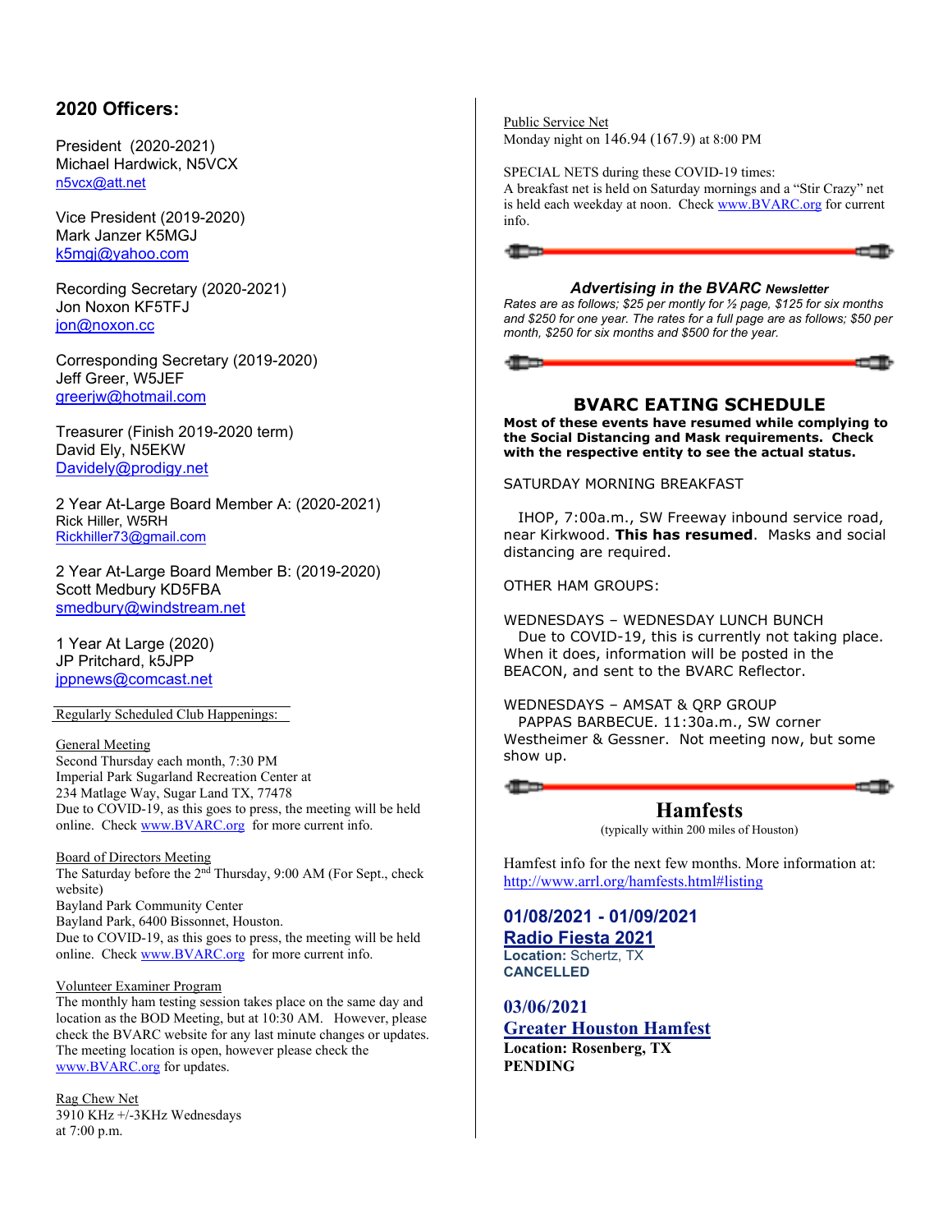## 2020 Officers:

President (2020-2021)
Michael Hardwick, N5VCX
n5vcx@att.net

Vice President (2019-2020)
Mark Janzer K5MGJ
k5mgj@yahoo.com

Recording Secretary (2020-2021)
Jon Noxon KF5TFJ
jon@noxon.cc

Corresponding Secretary (2019-2020)
Jeff Greer, W5JEF
greerjw@hotmail.com

Treasurer (Finish 2019-2020 term)
David Ely, N5EKW
Davidely@prodigy.net

2 Year At-Large Board Member A: (2020-2021)
Rick Hiller, W5RH
Rickhiller73@gmail.com

2 Year At-Large Board Member B: (2019-2020)
Scott Medbury KD5FBA
smedbury@windstream.net

1 Year At Large (2020)
JP Pritchard, k5JPP
jppnews@comcast.net

Regularly Scheduled Club Happenings:

General Meeting
Second Thursday each month, 7:30 PM
Imperial Park Sugarland Recreation Center at
234 Matlage Way, Sugar Land TX, 77478
Due to COVID-19, as this goes to press, the meeting will be held online. Check www.BVARC.org for more current info.

Board of Directors Meeting
The Saturday before the 2nd Thursday, 9:00 AM (For Sept., check website)
Bayland Park Community Center
Bayland Park, 6400 Bissonnet, Houston.
Due to COVID-19, as this goes to press, the meeting will be held online. Check www.BVARC.org for more current info.

Volunteer Examiner Program
The monthly ham testing session takes place on the same day and location as the BOD Meeting, but at 10:30 AM. However, please check the BVARC website for any last minute changes or updates. The meeting location is open, however please check the www.BVARC.org for updates.

Rag Chew Net
3910 KHz +/-3KHz Wednesdays
at 7:00 p.m.

Public Service Net
Monday night on 146.94 (167.9) at 8:00 PM

SPECIAL NETS during these COVID-19 times:
A breakfast net is held on Saturday mornings and a "Stir Crazy" net is held each weekday at noon. Check www.BVARC.org for current info.

### *Advertising in the BVARC Newsletter*

*Rates are as follows; $25 per montly for ½ page, $125 for six months and $250 for one year. The rates for a full page are as follows; $50 per month, $250 for six months and $500 for the year.*

## BVARC EATING SCHEDULE

**Most of these events have resumed while complying to the Social Distancing and Mask requirements. Check with the respective entity to see the actual status.**

SATURDAY MORNING BREAKFAST

IHOP, 7:00a.m., SW Freeway inbound service road, near Kirkwood. **This has resumed**. Masks and social distancing are required.

OTHER HAM GROUPS:

WEDNESDAYS – WEDNESDAY LUNCH BUNCH
Due to COVID-19, this is currently not taking place. When it does, information will be posted in the BEACON, and sent to the BVARC Reflector.

WEDNESDAYS – AMSAT & QRP GROUP
PAPPAS BARBECUE. 11:30a.m., SW corner Westheimer & Gessner. Not meeting now, but some show up.

## Hamfests

(typically within 200 miles of Houston)

Hamfest info for the next few months. More information at:
http://www.arrl.org/hamfests.html#listing

### 01/08/2021 - 01/09/2021
### Radio Fiesta 2021
**Location:** Schertz, TX
**CANCELLED**

### 03/06/2021
### Greater Houston Hamfest
**Location: Rosenberg, TX**
**PENDING**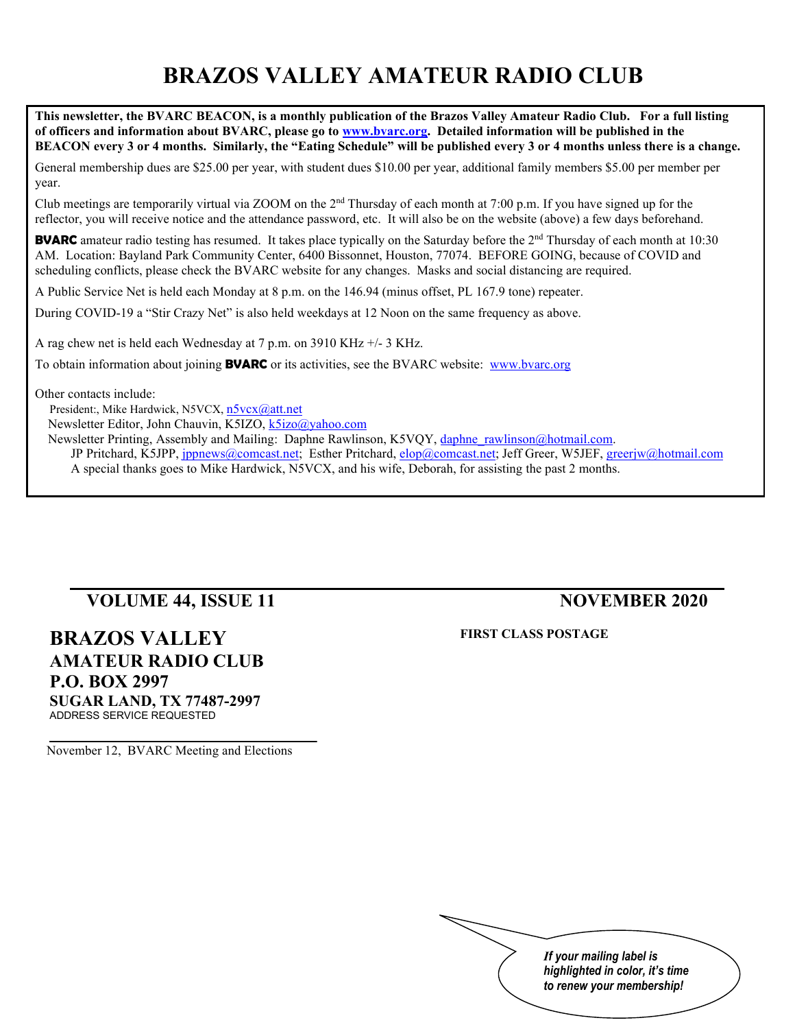# BRAZOS VALLEY AMATEUR RADIO CLUB

**This newsletter, the BVARC BEACON, is a monthly publication of the Brazos Valley Amateur Radio Club. For a full listing of officers and information about BVARC, please go to www.bvarc.org. Detailed information will be published in the BEACON every 3 or 4 months. Similarly, the "Eating Schedule" will be published every 3 or 4 months unless there is a change.**

General membership dues are $25.00 per year, with student dues $10.00 per year, additional family members $5.00 per member per year.

Club meetings are temporarily virtual via ZOOM on the 2nd Thursday of each month at 7:00 p.m. If you have signed up for the reflector, you will receive notice and the attendance password, etc. It will also be on the website (above) a few days beforehand.

**BVARC** amateur radio testing has resumed. It takes place typically on the Saturday before the 2nd Thursday of each month at 10:30 AM. Location: Bayland Park Community Center, 6400 Bissonnet, Houston, 77074. BEFORE GOING, because of COVID and scheduling conflicts, please check the BVARC website for any changes. Masks and social distancing are required.

A Public Service Net is held each Monday at 8 p.m. on the 146.94 (minus offset, PL 167.9 tone) repeater.

During COVID-19 a "Stir Crazy Net" is also held weekdays at 12 Noon on the same frequency as above.

A rag chew net is held each Wednesday at 7 p.m. on 3910 KHz +/- 3 KHz.

To obtain information about joining **BVARC** or its activities, see the BVARC website: www.bvarc.org

Other contacts include:

President:, Mike Hardwick, N5VCX, n5vcx@att.net
Newsletter Editor, John Chauvin, K5IZO, k5izo@yahoo.com
Newsletter Printing, Assembly and Mailing: Daphne Rawlinson, K5VQY, daphne_rawlinson@hotmail.com.
JP Pritchard, K5JPP, jppnews@comcast.net; Esther Pritchard, elop@comcast.net; Jeff Greer, W5JEF, greerjw@hotmail.com
A special thanks goes to Mike Hardwick, N5VCX, and his wife, Deborah, for assisting the past 2 months.

**VOLUME 44, ISSUE 11** **NOVEMBER 2020**

**BRAZOS VALLEY**
**AMATEUR RADIO CLUB**
**P.O. BOX 2997**
**SUGAR LAND, TX 77487-2997**
ADDRESS SERVICE REQUESTED

**FIRST CLASS POSTAGE**

November 12, BVARC Meeting and Elections

***If your mailing label is highlighted in color, it's time to renew your membership!***